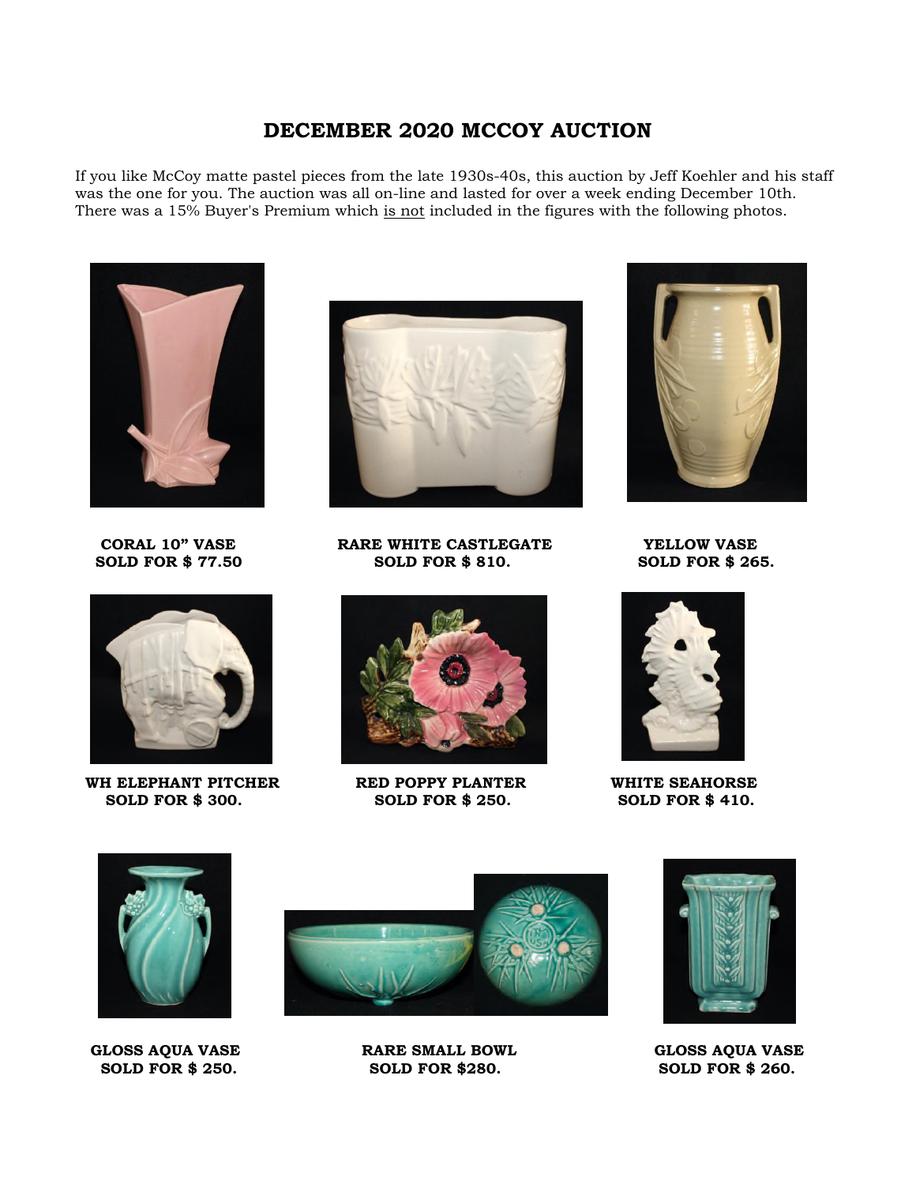# DECEMBER 2020 MCCOY AUCTION

If you like McCoy matte pastel pieces from the late 1930s-40s, this auction by Jeff Koehler and his staff was the one for you. The auction was all on-line and lasted for over a week ending December 10th. There was a 15% Buyer's Premium which is not included in the figures with the following photos.

**CORAL 10" VASE**
**SOLD FOR $ 77.50**

**RARE WHITE CASTLEGATE**
**SOLD FOR $ 810.**

**YELLOW VASE**
**SOLD FOR $ 265.**

**WH ELEPHANT PITCHER**
**SOLD FOR $ 300.**

**RED POPPY PLANTER**
**SOLD FOR $ 250.**

**WHITE SEAHORSE**
**SOLD FOR $ 410.**

**GLOSS AQUA VASE**
**SOLD FOR $ 250.**

**RARE SMALL BOWL**
**SOLD FOR $280.**

**GLOSS AQUA VASE**
**SOLD FOR $ 260.**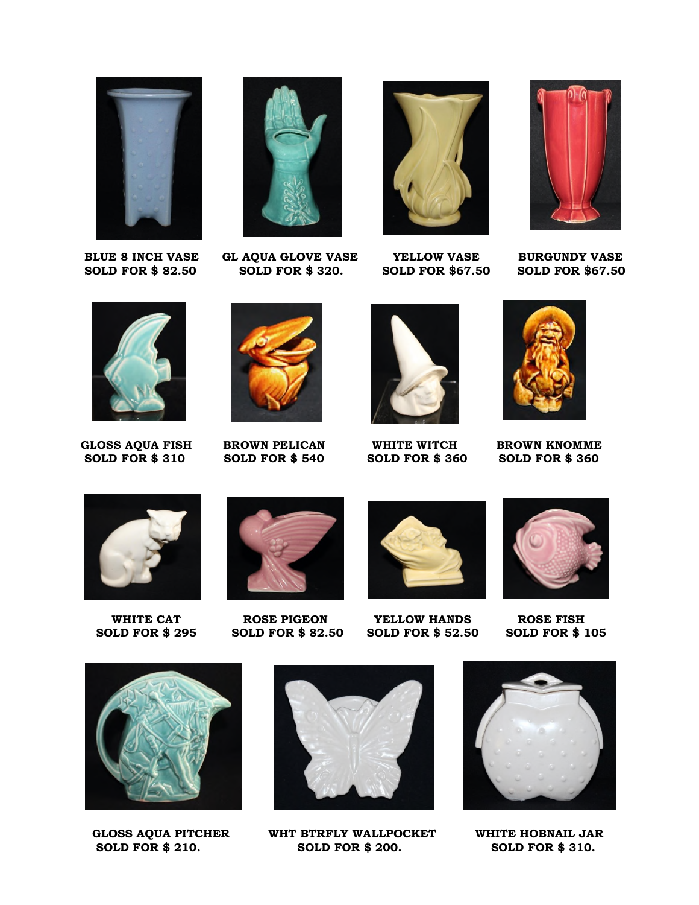**BLUE 8 INCH VASE**
**SOLD FOR $ 82.50**

**GL AQUA GLOVE VASE**
**SOLD FOR $ 320.**

**YELLOW VASE**
**SOLD FOR $67.50**

**BURGUNDY VASE**
**SOLD FOR $67.50**

**GLOSS AQUA FISH**
**SOLD FOR $ 310**

**BROWN PELICAN**
**SOLD FOR $ 540**

**WHITE WITCH**
**SOLD FOR $ 360**

**BROWN KNOMME**
**SOLD FOR $ 360**

**WHITE CAT**
**SOLD FOR $ 295**

**ROSE PIGEON**
**SOLD FOR $ 82.50**

**YELLOW HANDS**
**SOLD FOR $ 52.50**

**ROSE FISH**
**SOLD FOR $ 105**

**GLOSS AQUA PITCHER**
**SOLD FOR $ 210.**

**WHT BTRFLY WALLPOCKET**
**SOLD FOR $ 200.**

**WHITE HOBNAIL JAR**
**SOLD FOR $ 310.**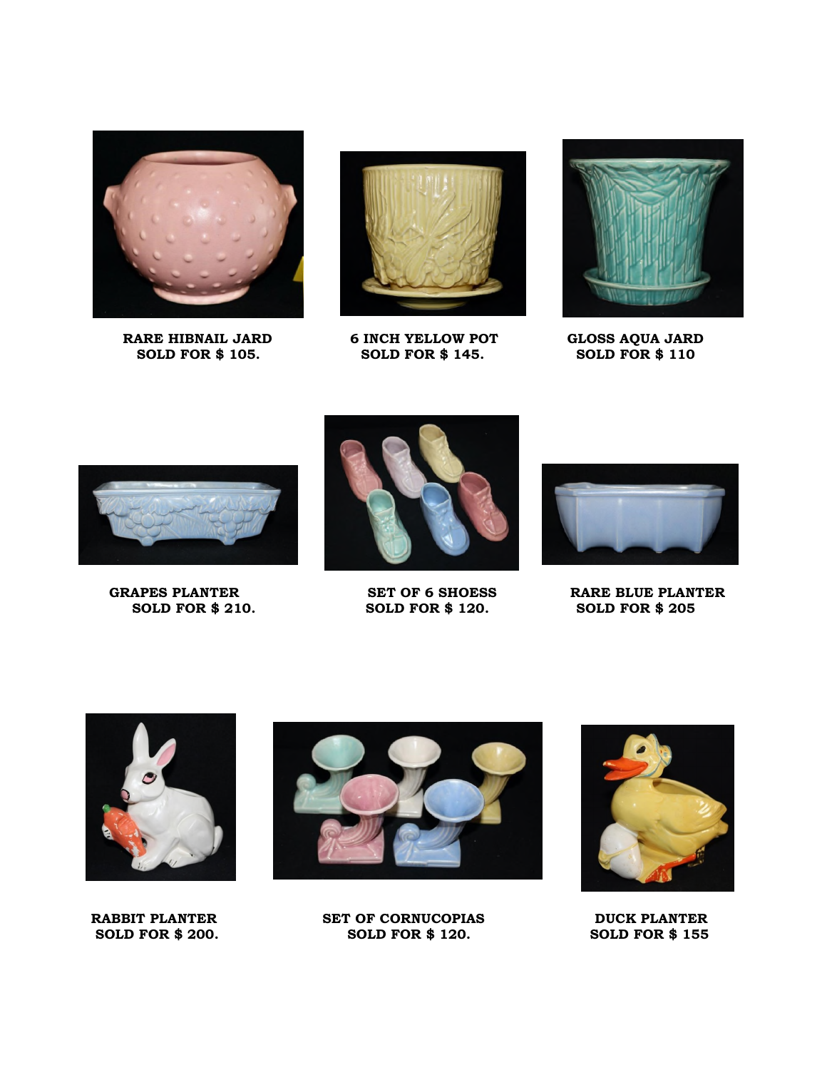**RARE HIBNAIL JARD**
**SOLD FOR $ 105.**

**6 INCH YELLOW POT**
**SOLD FOR $ 145.**

**GLOSS AQUA JARD**
**SOLD FOR $ 110**

**GRAPES PLANTER**
**SOLD FOR $ 210.**

**SET OF 6 SHOESS**
**SOLD FOR $ 120.**

**RARE BLUE PLANTER**
**SOLD FOR $ 205**

**RABBIT PLANTER**
**SOLD FOR $ 200.**

**SET OF CORNUCOPIAS**
**SOLD FOR $ 120.**

**DUCK PLANTER**
**SOLD FOR $ 155**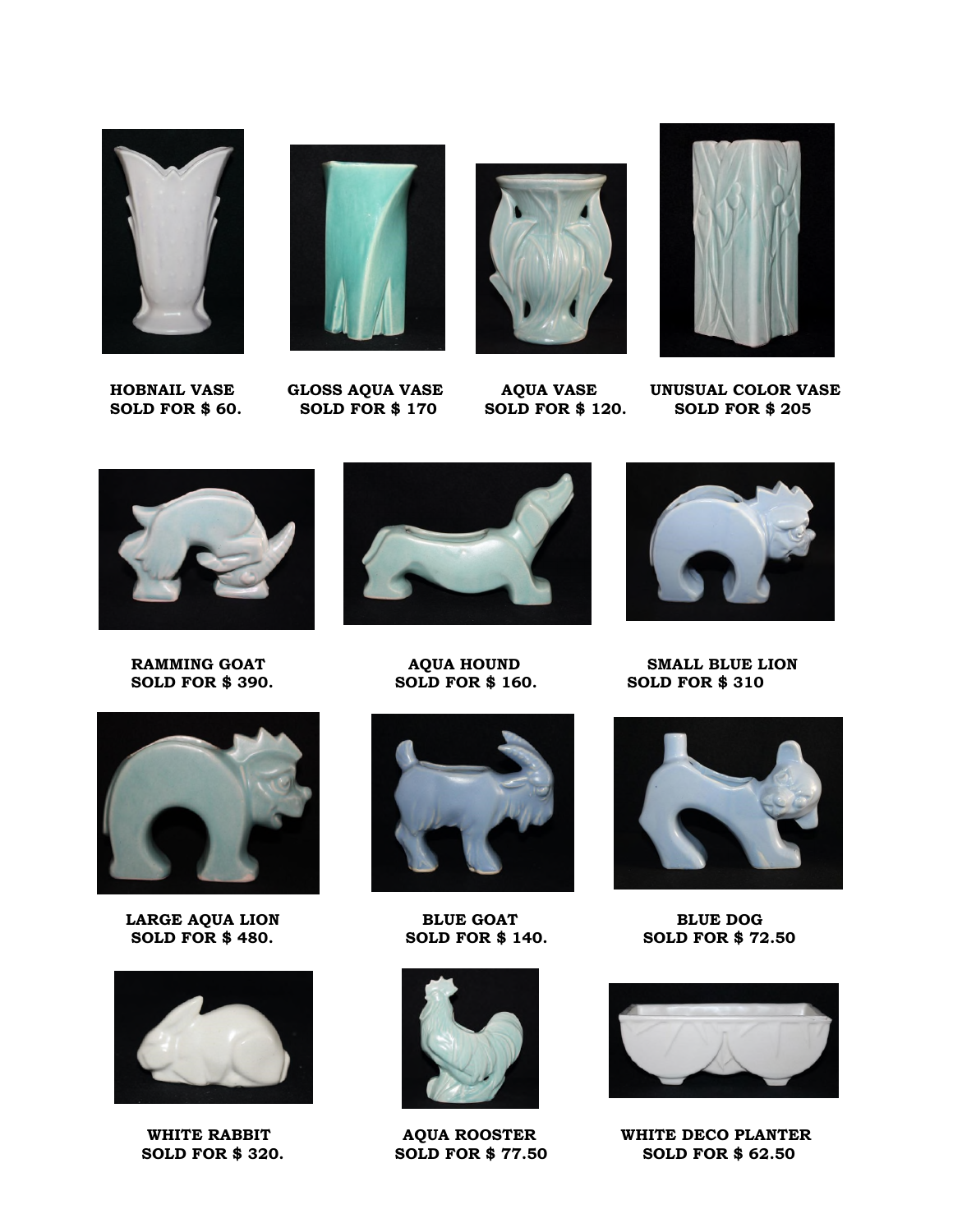**HOBNAIL VASE**
**SOLD FOR $ 60.**

**GLOSS AQUA VASE**
**SOLD FOR $ 170**

**AQUA VASE**
**SOLD FOR $ 120.**

**UNUSUAL COLOR VASE**
**SOLD FOR $ 205**

**RAMMING GOAT**
**SOLD FOR $ 390.**

**AQUA HOUND**
**SOLD FOR $ 160.**

**SMALL BLUE LION**
**SOLD FOR $ 310**

**LARGE AQUA LION**
**SOLD FOR $ 480.**

**BLUE GOAT**
**SOLD FOR $ 140.**

**BLUE DOG**
**SOLD FOR $ 72.50**

**WHITE RABBIT**
**SOLD FOR $ 320.**

**AQUA ROOSTER**
**SOLD FOR $ 77.50**

**WHITE DECO PLANTER**
**SOLD FOR $ 62.50**